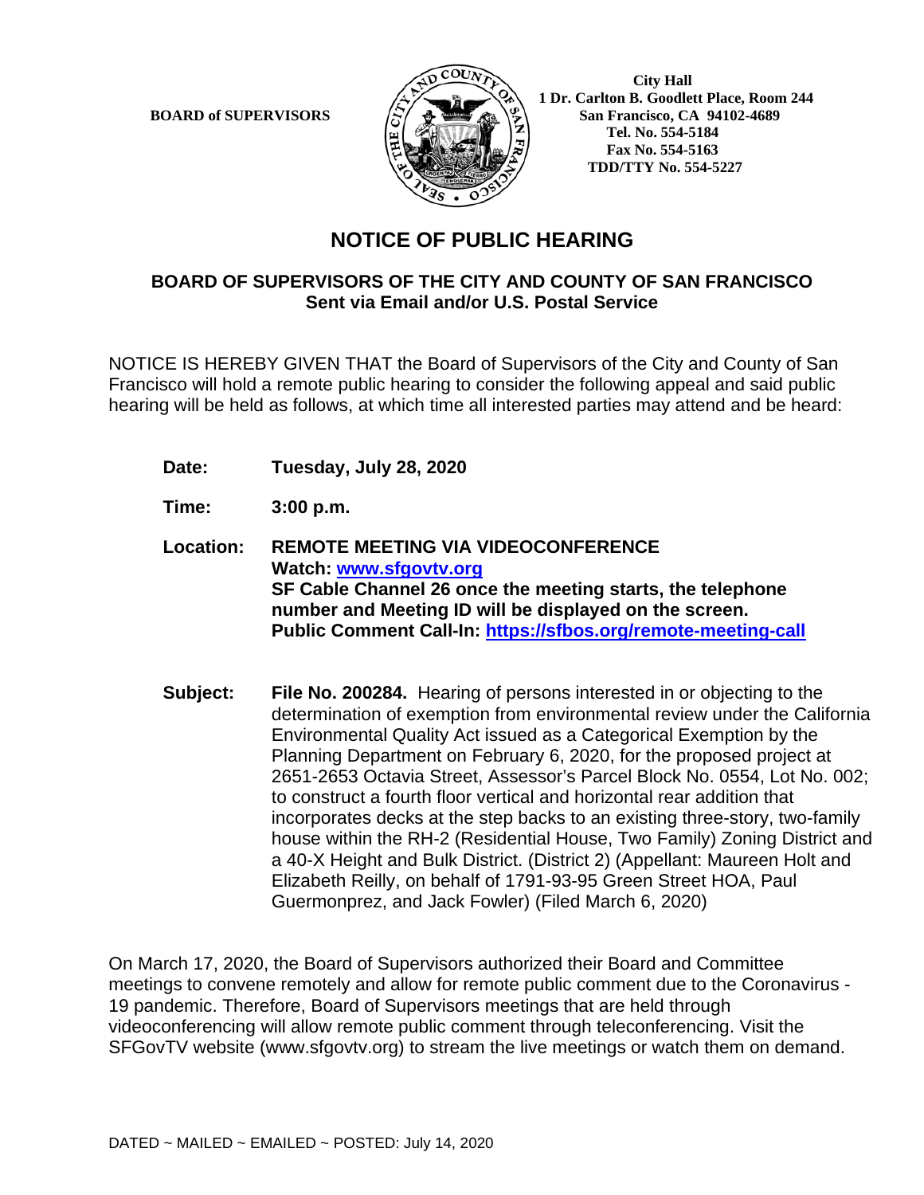**BOARD of SUPERVISORS**

**City Hall**
**1 Dr. Carlton B. Goodlett Place, Room 244**
**San Francisco, CA 94102-4689**
**Tel. No. 554-5184**
**Fax No. 554-5163**
**TDD/TTY No. 554-5227**

# NOTICE OF PUBLIC HEARING

## BOARD OF SUPERVISORS OF THE CITY AND COUNTY OF SAN FRANCISCO
**Sent via Email and/or U.S. Postal Service**

NOTICE IS HEREBY GIVEN THAT the Board of Supervisors of the City and County of San Francisco will hold a remote public hearing to consider the following appeal and said public hearing will be held as follows, at which time all interested parties may attend and be heard:

**Date:** **Tuesday, July 28, 2020**

**Time:** **3:00 p.m.**

**Location:** **REMOTE MEETING VIA VIDEOCONFERENCE**
**Watch: [www.sfgovtv.org](www.sfgovtv.org)**
**SF Cable Channel 26 once the meeting starts, the telephone number and Meeting ID will be displayed on the screen.**
**Public Comment Call-In: [https://sfbos.org/remote-meeting-call](https://sfbos.org/remote-meeting-call)**

**Subject:** **File No. 200284.** Hearing of persons interested in or objecting to the determination of exemption from environmental review under the California Environmental Quality Act issued as a Categorical Exemption by the Planning Department on February 6, 2020, for the proposed project at 2651-2653 Octavia Street, Assessor's Parcel Block No. 0554, Lot No. 002; to construct a fourth floor vertical and horizontal rear addition that incorporates decks at the step backs to an existing three-story, two-family house within the RH-2 (Residential House, Two Family) Zoning District and a 40-X Height and Bulk District. (District 2) (Appellant: Maureen Holt and Elizabeth Reilly, on behalf of 1791-93-95 Green Street HOA, Paul Guermonprez, and Jack Fowler) (Filed March 6, 2020)

On March 17, 2020, the Board of Supervisors authorized their Board and Committee meetings to convene remotely and allow for remote public comment due to the Coronavirus - 19 pandemic. Therefore, Board of Supervisors meetings that are held through videoconferencing will allow remote public comment through teleconferencing. Visit the SFGovTV website (www.sfgovtv.org) to stream the live meetings or watch them on demand.

DATED ~ MAILED ~ EMAILED ~ POSTED: July 14, 2020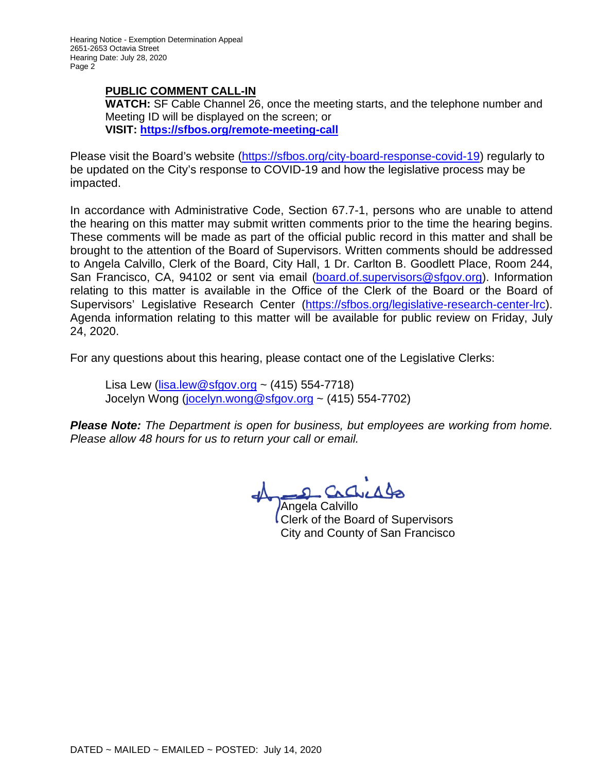**PUBLIC COMMENT CALL-IN**

**WATCH:** SF Cable Channel 26, once the meeting starts, and the telephone number and Meeting ID will be displayed on the screen; or

**VISIT: https://sfbos.org/remote-meeting-call**

Please visit the Board's website (https://sfbos.org/city-board-response-covid-19) regularly to be updated on the City's response to COVID-19 and how the legislative process may be impacted.

In accordance with Administrative Code, Section 67.7-1, persons who are unable to attend the hearing on this matter may submit written comments prior to the time the hearing begins. These comments will be made as part of the official public record in this matter and shall be brought to the attention of the Board of Supervisors. Written comments should be addressed to Angela Calvillo, Clerk of the Board, City Hall, 1 Dr. Carlton B. Goodlett Place, Room 244, San Francisco, CA, 94102 or sent via email (board.of.supervisors@sfgov.org). Information relating to this matter is available in the Office of the Clerk of the Board or the Board of Supervisors' Legislative Research Center (https://sfbos.org/legislative-research-center-lrc). Agenda information relating to this matter will be available for public review on Friday, July 24, 2020.

For any questions about this hearing, please contact one of the Legislative Clerks:

Lisa Lew (lisa.lew@sfgov.org ~ (415) 554-7718)
Jocelyn Wong (jocelyn.wong@sfgov.org ~ (415) 554-7702)

***Please Note:*** *The Department is open for business, but employees are working from home. Please allow 48 hours for us to return your call or email.*

Angela Calvillo
Clerk of the Board of Supervisors
City and County of San Francisco

DATED ~ MAILED ~ EMAILED ~ POSTED: July 14, 2020